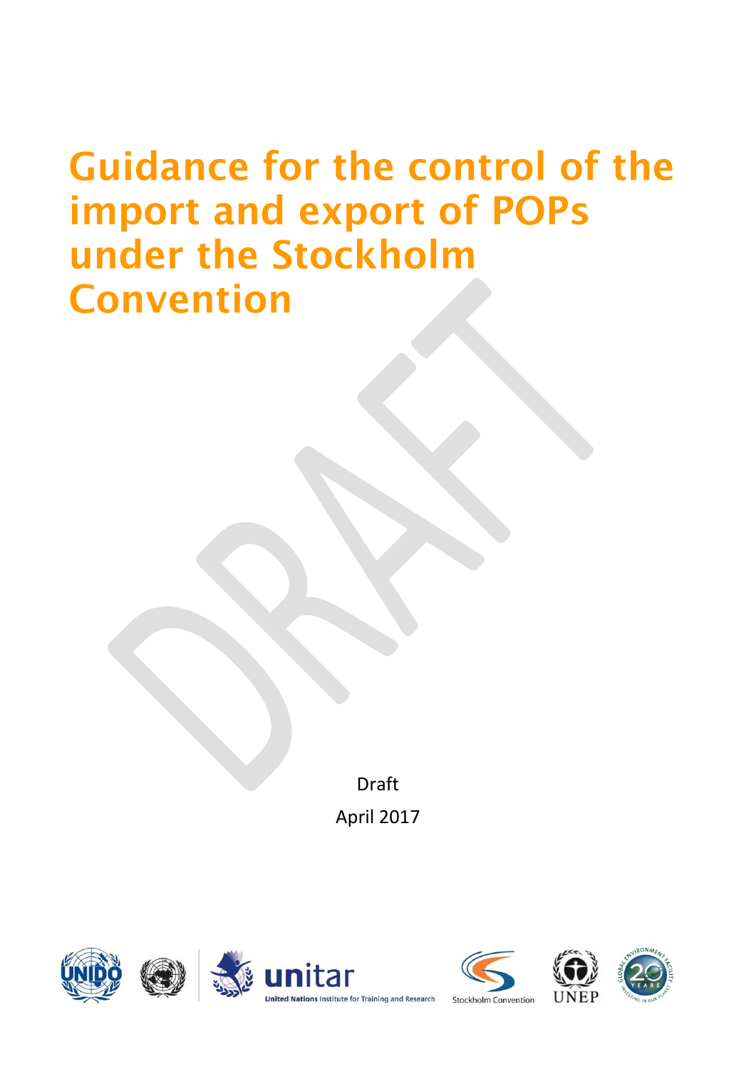# Guidance for the control of the import and export of POPs under the Stockholm Convention

Draft

April 2017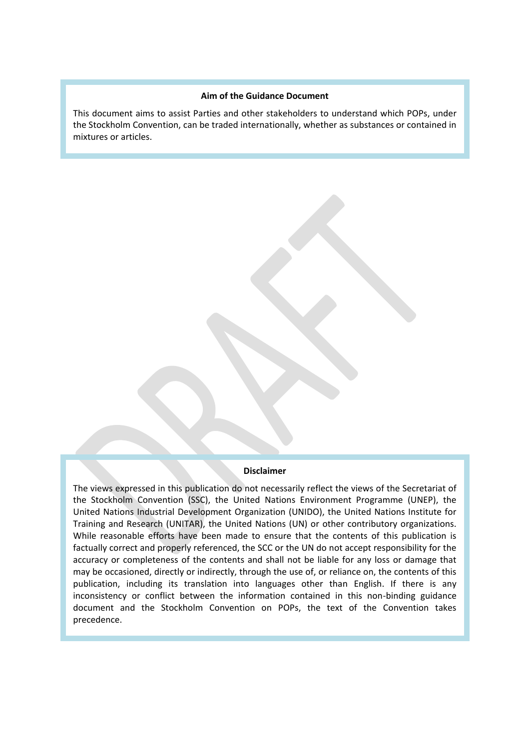**Aim of the Guidance Document**

This document aims to assist Parties and other stakeholders to understand which POPs, under the Stockholm Convention, can be traded internationally, whether as substances or contained in mixtures or articles.

**Disclaimer**

The views expressed in this publication do not necessarily reflect the views of the Secretariat of the Stockholm Convention (SSC), the United Nations Environment Programme (UNEP), the United Nations Industrial Development Organization (UNIDO), the United Nations Institute for Training and Research (UNITAR), the United Nations (UN) or other contributory organizations. While reasonable efforts have been made to ensure that the contents of this publication is factually correct and properly referenced, the SCC or the UN do not accept responsibility for the accuracy or completeness of the contents and shall not be liable for any loss or damage that may be occasioned, directly or indirectly, through the use of, or reliance on, the contents of this publication, including its translation into languages other than English. If there is any inconsistency or conflict between the information contained in this non-binding guidance document and the Stockholm Convention on POPs, the text of the Convention takes precedence.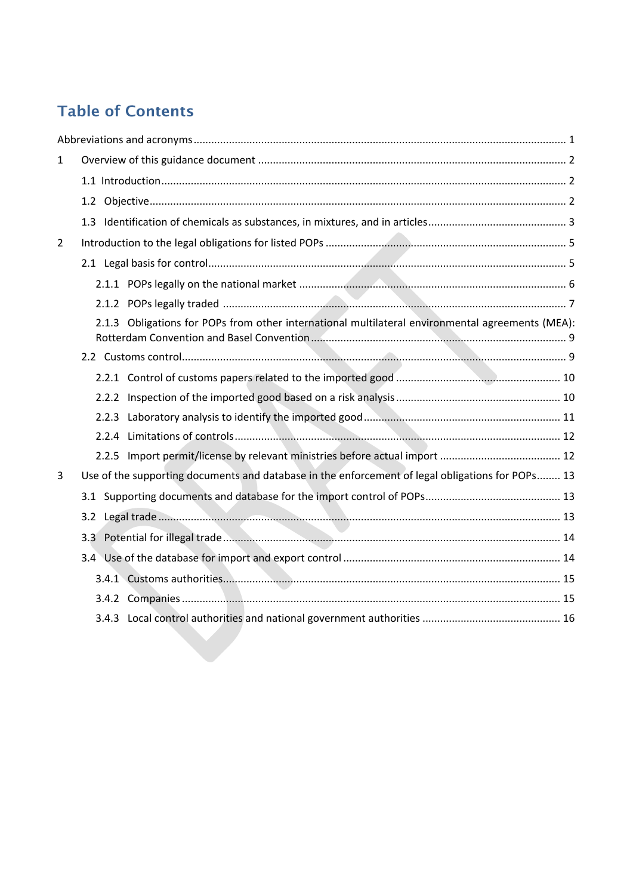# Table of Contents

Abbreviations and acronyms ........................................................................................................................ 1

1 Overview of this guidance document ....................................................................................................... 2

1.1 Introduction ....................................................................................................................................... 2

1.2 Objective ........................................................................................................................................... 2

1.3 Identification of chemicals as substances, in mixtures, and in articles .............................................. 3

2 Introduction to the legal obligations for listed POPs ................................................................................ 5

2.1 Legal basis for control ........................................................................................................................ 5

2.1.1 POPs legally on the national market ........................................................................................... 6

2.1.2 POPs legally traded ..................................................................................................................... 7

2.1.3 Obligations for POPs from other international multilateral environmental agreements (MEA): Rotterdam Convention and Basel Convention ..................................................................................... 9

2.2 Customs control ................................................................................................................................. 9

2.2.1 Control of customs papers related to the imported good ....................................................... 10

2.2.2 Inspection of the imported good based on a risk analysis ....................................................... 10

2.2.3 Laboratory analysis to identify the imported good .................................................................. 11

2.2.4 Limitations of controls ............................................................................................................. 12

2.2.5 Import permit/license by relevant ministries before actual import ......................................... 12

3 Use of the supporting documents and database in the enforcement of legal obligations for POPs ........ 13

3.1 Supporting documents and database for the import control of POPs ............................................. 13

3.2 Legal trade ....................................................................................................................................... 13

3.3 Potential for illegal trade .................................................................................................................. 14

3.4 Use of the database for import and export control ......................................................................... 14

3.4.1 Customs authorities ................................................................................................................. 15

3.4.2 Companies ............................................................................................................................... 15

3.4.3 Local control authorities and national government authorities .............................................. 16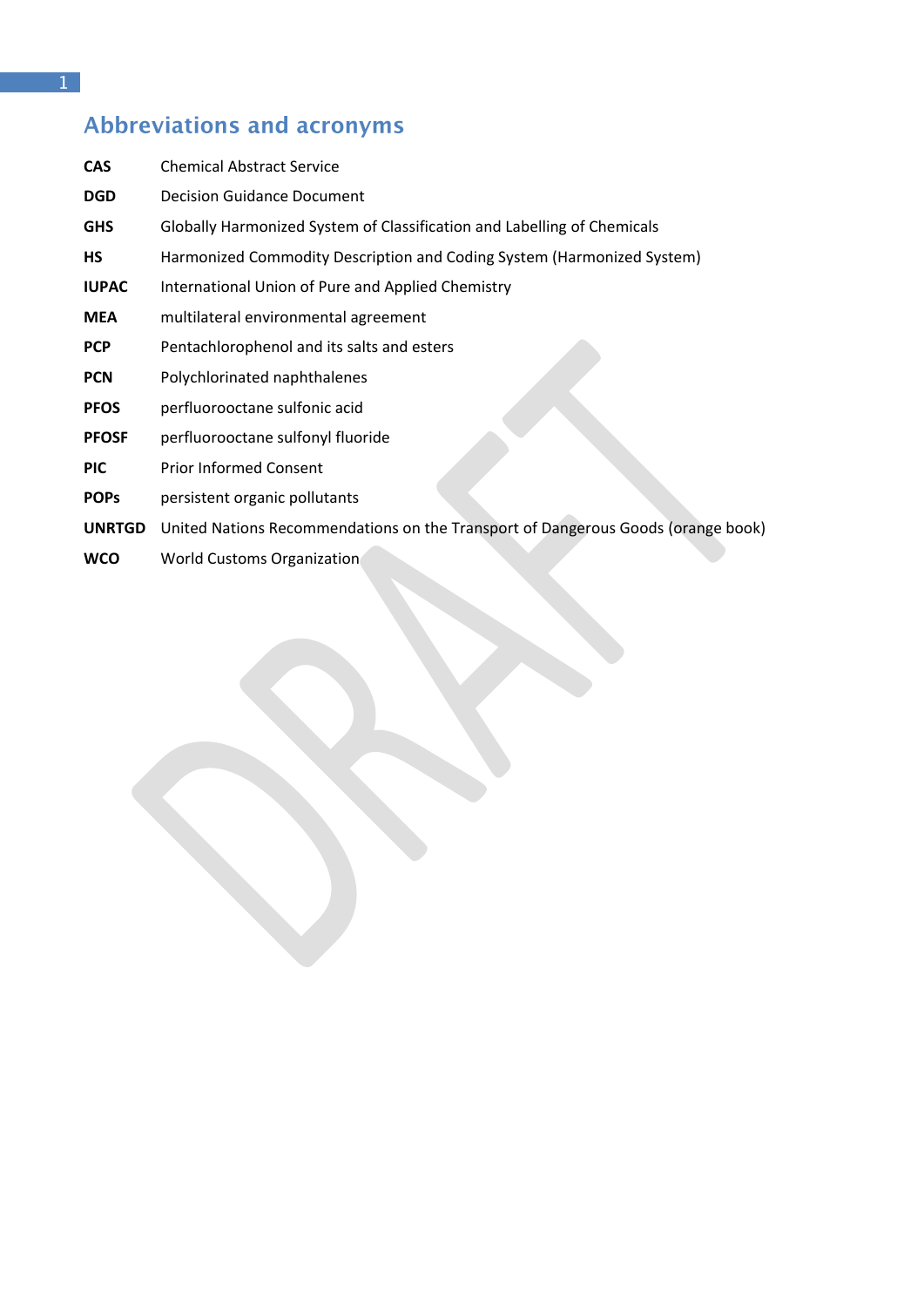# Abbreviations and acronyms

| | |
|---|---|
| **CAS** | Chemical Abstract Service |
| **DGD** | Decision Guidance Document |
| **GHS** | Globally Harmonized System of Classification and Labelling of Chemicals |
| **HS** | Harmonized Commodity Description and Coding System (Harmonized System) |
| **IUPAC** | International Union of Pure and Applied Chemistry |
| **MEA** | multilateral environmental agreement |
| **PCP** | Pentachlorophenol and its salts and esters |
| **PCN** | Polychlorinated naphthalenes |
| **PFOS** | perfluorooctane sulfonic acid |
| **PFOSF** | perfluorooctane sulfonyl fluoride |
| **PIC** | Prior Informed Consent |
| **POPs** | persistent organic pollutants |
| **UNRTGD** | United Nations Recommendations on the Transport of Dangerous Goods (orange book) |
| **WCO** | World Customs Organization |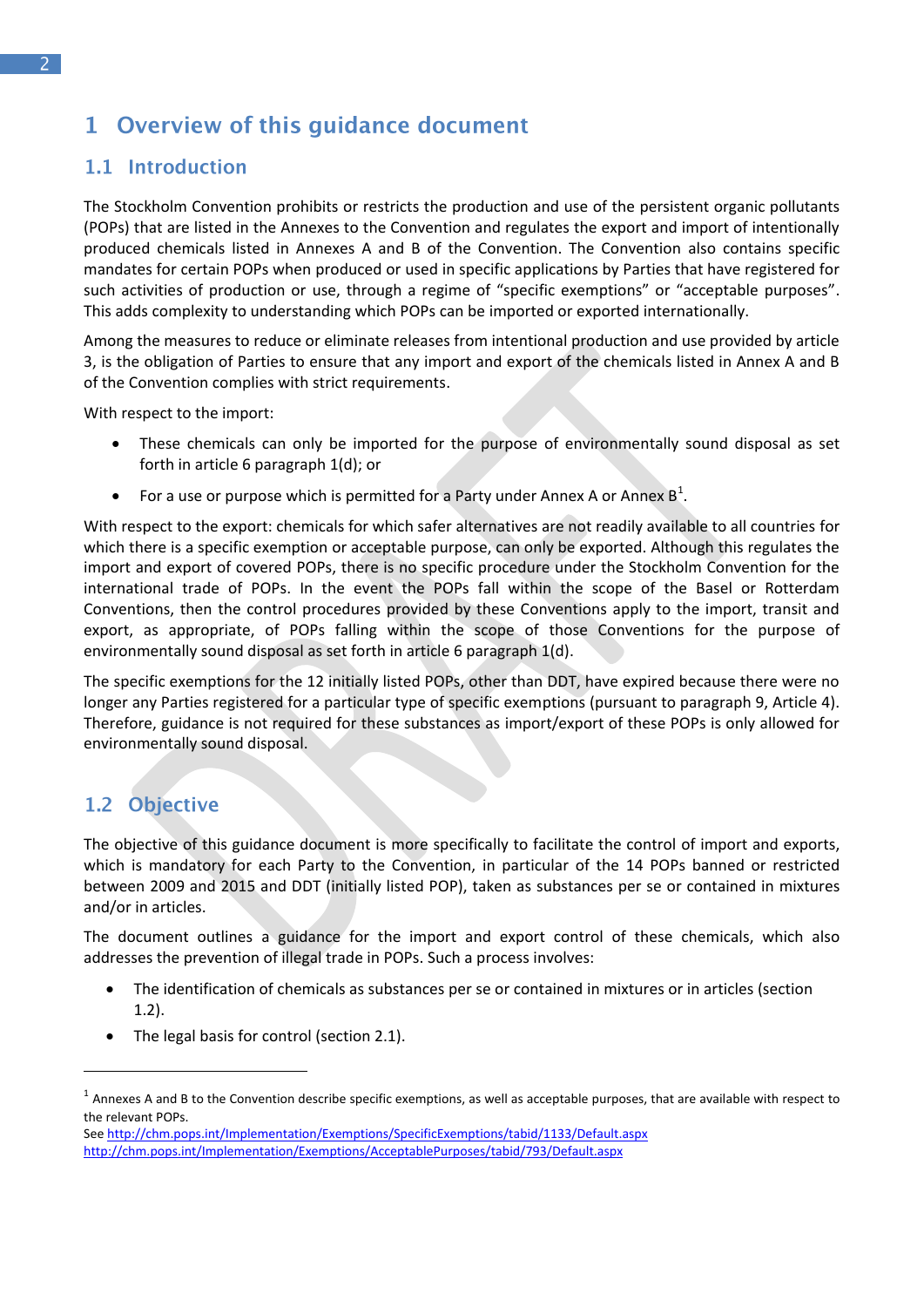# 1 Overview of this guidance document

## 1.1 Introduction

The Stockholm Convention prohibits or restricts the production and use of the persistent organic pollutants (POPs) that are listed in the Annexes to the Convention and regulates the export and import of intentionally produced chemicals listed in Annexes A and B of the Convention. The Convention also contains specific mandates for certain POPs when produced or used in specific applications by Parties that have registered for such activities of production or use, through a regime of "specific exemptions" or "acceptable purposes". This adds complexity to understanding which POPs can be imported or exported internationally.

Among the measures to reduce or eliminate releases from intentional production and use provided by article 3, is the obligation of Parties to ensure that any import and export of the chemicals listed in Annex A and B of the Convention complies with strict requirements.

With respect to the import:

- These chemicals can only be imported for the purpose of environmentally sound disposal as set forth in article 6 paragraph 1(d); or
- For a use or purpose which is permitted for a Party under Annex A or Annex B[1].

With respect to the export: chemicals for which safer alternatives are not readily available to all countries for which there is a specific exemption or acceptable purpose, can only be exported. Although this regulates the import and export of covered POPs, there is no specific procedure under the Stockholm Convention for the international trade of POPs. In the event the POPs fall within the scope of the Basel or Rotterdam Conventions, then the control procedures provided by these Conventions apply to the import, transit and export, as appropriate, of POPs falling within the scope of those Conventions for the purpose of environmentally sound disposal as set forth in article 6 paragraph 1(d).

The specific exemptions for the 12 initially listed POPs, other than DDT, have expired because there were no longer any Parties registered for a particular type of specific exemptions (pursuant to paragraph 9, Article 4). Therefore, guidance is not required for these substances as import/export of these POPs is only allowed for environmentally sound disposal.

## 1.2 Objective

The objective of this guidance document is more specifically to facilitate the control of import and exports, which is mandatory for each Party to the Convention, in particular of the 14 POPs banned or restricted between 2009 and 2015 and DDT (initially listed POP), taken as substances per se or contained in mixtures and/or in articles.

The document outlines a guidance for the import and export control of these chemicals, which also addresses the prevention of illegal trade in POPs. Such a process involves:

- The identification of chemicals as substances per se or contained in mixtures or in articles (section 1.2).
- The legal basis for control (section 2.1).

---

[1] Annexes A and B to the Convention describe specific exemptions, as well as acceptable purposes, that are available with respect to the relevant POPs.
See http://chm.pops.int/Implementation/Exemptions/SpecificExemptions/tabid/1133/Default.aspx
http://chm.pops.int/Implementation/Exemptions/AcceptablePurposes/tabid/793/Default.aspx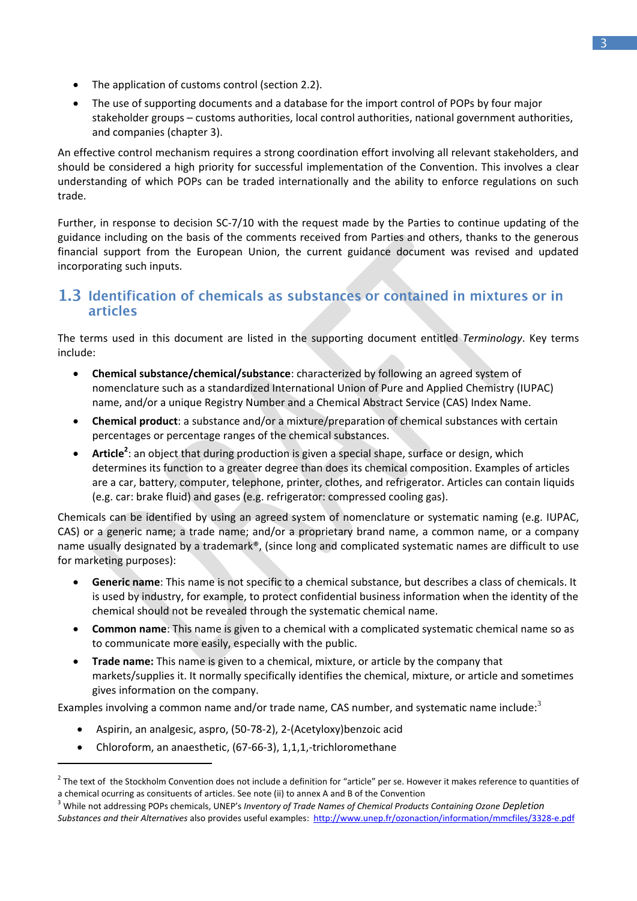- The application of customs control (section 2.2).
- The use of supporting documents and a database for the import control of POPs by four major stakeholder groups – customs authorities, local control authorities, national government authorities, and companies (chapter 3).

An effective control mechanism requires a strong coordination effort involving all relevant stakeholders, and should be considered a high priority for successful implementation of the Convention. This involves a clear understanding of which POPs can be traded internationally and the ability to enforce regulations on such trade.

Further, in response to decision SC-7/10 with the request made by the Parties to continue updating of the guidance including on the basis of the comments received from Parties and others, thanks to the generous financial support from the European Union, the current guidance document was revised and updated incorporating such inputs.

## 1.3 Identification of chemicals as substances or contained in mixtures or in articles

The terms used in this document are listed in the supporting document entitled *Terminology*. Key terms include:

- **Chemical substance/chemical/substance**: characterized by following an agreed system of nomenclature such as a standardized International Union of Pure and Applied Chemistry (IUPAC) name, and/or a unique Registry Number and a Chemical Abstract Service (CAS) Index Name.
- **Chemical product**: a substance and/or a mixture/preparation of chemical substances with certain percentages or percentage ranges of the chemical substances.
- **Article**[2]: an object that during production is given a special shape, surface or design, which determines its function to a greater degree than does its chemical composition. Examples of articles are a car, battery, computer, telephone, printer, clothes, and refrigerator. Articles can contain liquids (e.g. car: brake fluid) and gases (e.g. refrigerator: compressed cooling gas).

Chemicals can be identified by using an agreed system of nomenclature or systematic naming (e.g. IUPAC, CAS) or a generic name; a trade name; and/or a proprietary brand name, a common name, or a company name usually designated by a trademark®, (since long and complicated systematic names are difficult to use for marketing purposes):

- **Generic name**: This name is not specific to a chemical substance, but describes a class of chemicals. It is used by industry, for example, to protect confidential business information when the identity of the chemical should not be revealed through the systematic chemical name.
- **Common name**: This name is given to a chemical with a complicated systematic chemical name so as to communicate more easily, especially with the public.
- **Trade name:** This name is given to a chemical, mixture, or article by the company that markets/supplies it. It normally specifically identifies the chemical, mixture, or article and sometimes gives information on the company.

Examples involving a common name and/or trade name, CAS number, and systematic name include:[3]

- Aspirin, an analgesic, aspro, (50-78-2), 2-(Acetyloxy)benzoic acid
- Chloroform, an anaesthetic, (67-66-3), 1,1,1,-trichloromethane

---

[2] The text of the Stockholm Convention does not include a definition for "article" per se. However it makes reference to quantities of a chemical ocurring as consituents of articles. See note (ii) to annex A and B of the Convention

[3] While not addressing POPs chemicals, UNEP's *Inventory of Trade Names of Chemical Products Containing Ozone Depletion Substances and their Alternatives* also provides useful examples: http://www.unep.fr/ozonaction/information/mmcfiles/3328-e.pdf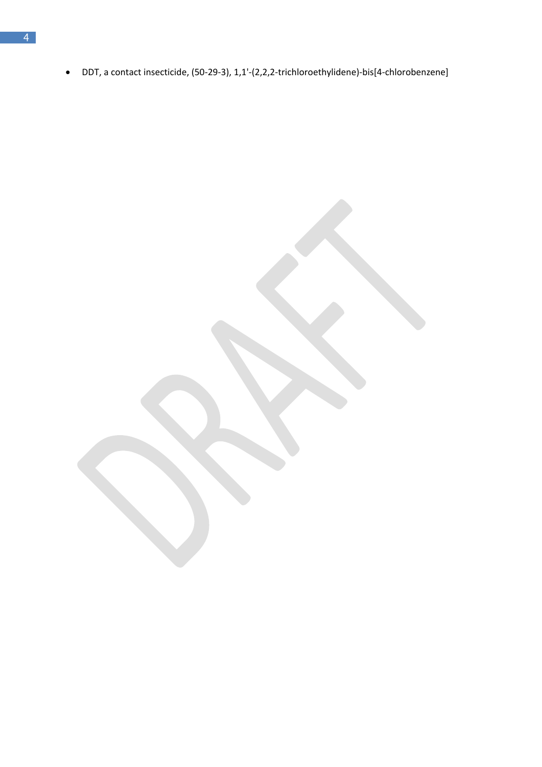- DDT, a contact insecticide, (50-29-3), 1,1'-(2,2,2-trichloroethylidene)-bis[4-chlorobenzene]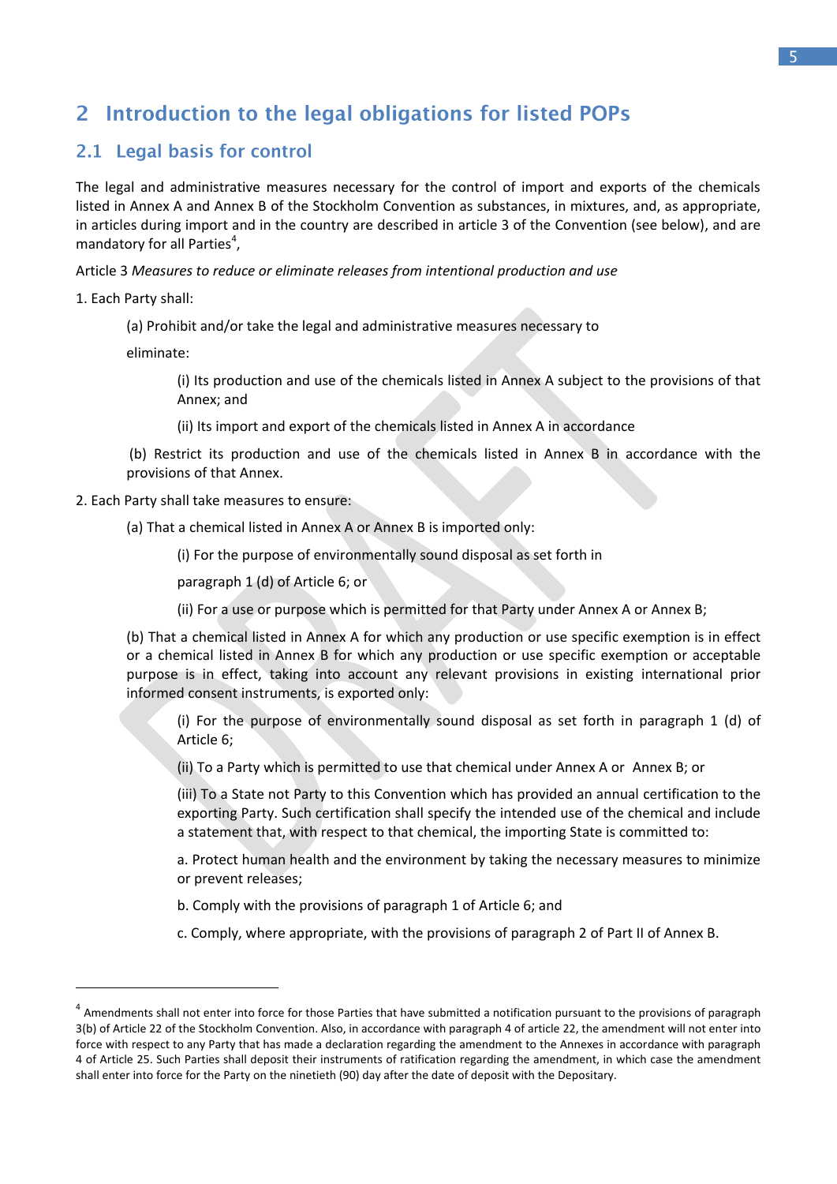# 2 Introduction to the legal obligations for listed POPs

## 2.1 Legal basis for control

The legal and administrative measures necessary for the control of import and exports of the chemicals listed in Annex A and Annex B of the Stockholm Convention as substances, in mixtures, and, as appropriate, in articles during import and in the country are described in article 3 of the Convention (see below), and are mandatory for all Parties[4],

Article 3 *Measures to reduce or eliminate releases from intentional production and use*

1. Each Party shall:

   (a) Prohibit and/or take the legal and administrative measures necessary to

   eliminate:

      (i) Its production and use of the chemicals listed in Annex A subject to the provisions of that Annex; and

      (ii) Its import and export of the chemicals listed in Annex A in accordance

   (b) Restrict its production and use of the chemicals listed in Annex B in accordance with the provisions of that Annex.

2. Each Party shall take measures to ensure:

   (a) That a chemical listed in Annex A or Annex B is imported only:

      (i) For the purpose of environmentally sound disposal as set forth in

      paragraph 1 (d) of Article 6; or

      (ii) For a use or purpose which is permitted for that Party under Annex A or Annex B;

   (b) That a chemical listed in Annex A for which any production or use specific exemption is in effect or a chemical listed in Annex B for which any production or use specific exemption or acceptable purpose is in effect, taking into account any relevant provisions in existing international prior informed consent instruments, is exported only:

      (i) For the purpose of environmentally sound disposal as set forth in paragraph 1 (d) of Article 6;

      (ii) To a Party which is permitted to use that chemical under Annex A or Annex B; or

      (iii) To a State not Party to this Convention which has provided an annual certification to the exporting Party. Such certification shall specify the intended use of the chemical and include a statement that, with respect to that chemical, the importing State is committed to:

      a. Protect human health and the environment by taking the necessary measures to minimize or prevent releases;

      b. Comply with the provisions of paragraph 1 of Article 6; and

      c. Comply, where appropriate, with the provisions of paragraph 2 of Part II of Annex B.

---

[4] Amendments shall not enter into force for those Parties that have submitted a notification pursuant to the provisions of paragraph 3(b) of Article 22 of the Stockholm Convention. Also, in accordance with paragraph 4 of article 22, the amendment will not enter into force with respect to any Party that has made a declaration regarding the amendment to the Annexes in accordance with paragraph 4 of Article 25. Such Parties shall deposit their instruments of ratification regarding the amendment, in which case the amendment shall enter into force for the Party on the ninetieth (90) day after the date of deposit with the Depositary.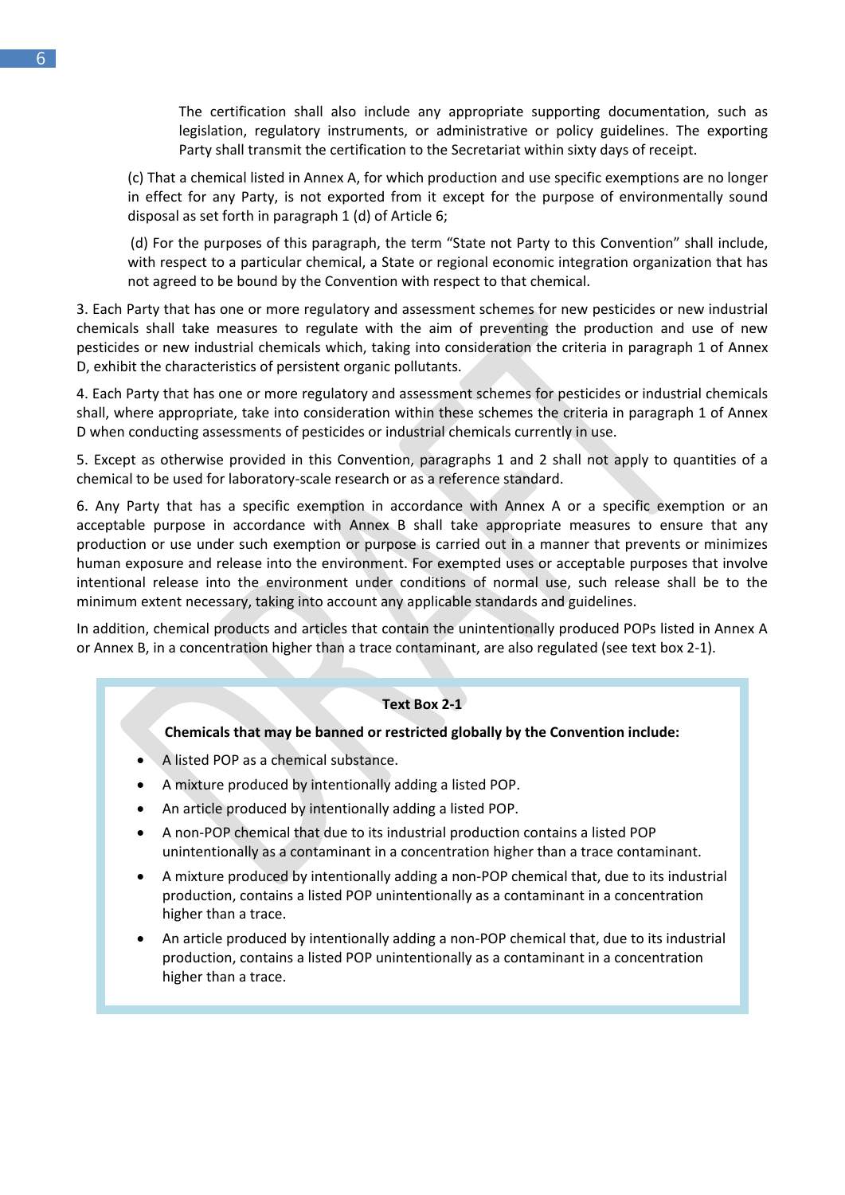The certification shall also include any appropriate supporting documentation, such as legislation, regulatory instruments, or administrative or policy guidelines. The exporting Party shall transmit the certification to the Secretariat within sixty days of receipt.

(c) That a chemical listed in Annex A, for which production and use specific exemptions are no longer in effect for any Party, is not exported from it except for the purpose of environmentally sound disposal as set forth in paragraph 1 (d) of Article 6;

(d) For the purposes of this paragraph, the term "State not Party to this Convention" shall include, with respect to a particular chemical, a State or regional economic integration organization that has not agreed to be bound by the Convention with respect to that chemical.

3. Each Party that has one or more regulatory and assessment schemes for new pesticides or new industrial chemicals shall take measures to regulate with the aim of preventing the production and use of new pesticides or new industrial chemicals which, taking into consideration the criteria in paragraph 1 of Annex D, exhibit the characteristics of persistent organic pollutants.

4. Each Party that has one or more regulatory and assessment schemes for pesticides or industrial chemicals shall, where appropriate, take into consideration within these schemes the criteria in paragraph 1 of Annex D when conducting assessments of pesticides or industrial chemicals currently in use.

5. Except as otherwise provided in this Convention, paragraphs 1 and 2 shall not apply to quantities of a chemical to be used for laboratory-scale research or as a reference standard.

6. Any Party that has a specific exemption in accordance with Annex A or a specific exemption or an acceptable purpose in accordance with Annex B shall take appropriate measures to ensure that any production or use under such exemption or purpose is carried out in a manner that prevents or minimizes human exposure and release into the environment. For exempted uses or acceptable purposes that involve intentional release into the environment under conditions of normal use, such release shall be to the minimum extent necessary, taking into account any applicable standards and guidelines.

In addition, chemical products and articles that contain the unintentionally produced POPs listed in Annex A or Annex B, in a concentration higher than a trace contaminant, are also regulated (see text box 2-1).

**Text Box 2-1**

**Chemicals that may be banned or restricted globally by the Convention include:**

- A listed POP as a chemical substance.
- A mixture produced by intentionally adding a listed POP.
- An article produced by intentionally adding a listed POP.
- A non-POP chemical that due to its industrial production contains a listed POP unintentionally as a contaminant in a concentration higher than a trace contaminant.
- A mixture produced by intentionally adding a non-POP chemical that, due to its industrial production, contains a listed POP unintentionally as a contaminant in a concentration higher than a trace.
- An article produced by intentionally adding a non-POP chemical that, due to its industrial production, contains a listed POP unintentionally as a contaminant in a concentration higher than a trace.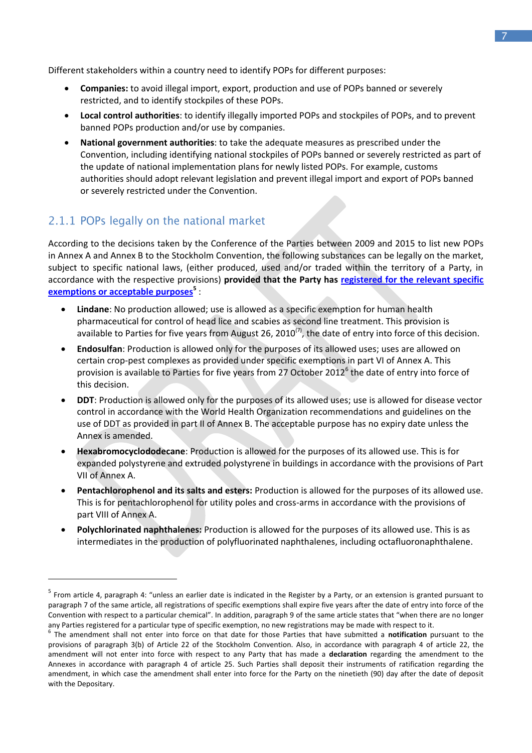Different stakeholders within a country need to identify POPs for different purposes:

- **Companies:** to avoid illegal import, export, production and use of POPs banned or severely restricted, and to identify stockpiles of these POPs.
- **Local control authorities**: to identify illegally imported POPs and stockpiles of POPs, and to prevent banned POPs production and/or use by companies.
- **National government authorities**: to take the adequate measures as prescribed under the Convention, including identifying national stockpiles of POPs banned or severely restricted as part of the update of national implementation plans for newly listed POPs. For example, customs authorities should adopt relevant legislation and prevent illegal import and export of POPs banned or severely restricted under the Convention.

### 2.1.1 POPs legally on the national market

According to the decisions taken by the Conference of the Parties between 2009 and 2015 to list new POPs in Annex A and Annex B to the Stockholm Convention, the following substances can be legally on the market, subject to specific national laws, (either produced, used and/or traded within the territory of a Party, in accordance with the respective provisions) **provided that the Party has registered for the relevant specific exemptions or acceptable purposes[5]** :

- **Lindane**: No production allowed; use is allowed as a specific exemption for human health pharmaceutical for control of head lice and scabies as second line treatment. This provision is available to Parties for five years from August 26, 2010[(7)], the date of entry into force of this decision.
- **Endosulfan**: Production is allowed only for the purposes of its allowed uses; uses are allowed on certain crop-pest complexes as provided under specific exemptions in part VI of Annex A. This provision is available to Parties for five years from 27 October 2012[6] the date of entry into force of this decision.
- **DDT**: Production is allowed only for the purposes of its allowed uses; use is allowed for disease vector control in accordance with the World Health Organization recommendations and guidelines on the use of DDT as provided in part II of Annex B. The acceptable purpose has no expiry date unless the Annex is amended.
- **Hexabromocyclododecane**: Production is allowed for the purposes of its allowed use. This is for expanded polystyrene and extruded polystyrene in buildings in accordance with the provisions of Part VII of Annex A.
- **Pentachlorophenol and its salts and esters:** Production is allowed for the purposes of its allowed use. This is for pentachlorophenol for utility poles and cross-arms in accordance with the provisions of part VIII of Annex A.
- **Polychlorinated naphthalenes:** Production is allowed for the purposes of its allowed use. This is as intermediates in the production of polyfluorinated naphthalenes, including octafluoronaphthalene.

---

[5] From article 4, paragraph 4: "unless an earlier date is indicated in the Register by a Party, or an extension is granted pursuant to paragraph 7 of the same article, all registrations of specific exemptions shall expire five years after the date of entry into force of the Convention with respect to a particular chemical". In addition, paragraph 9 of the same article states that "when there are no longer any Parties registered for a particular type of specific exemption, no new registrations may be made with respect to it.

[6] The amendment shall not enter into force on that date for those Parties that have submitted a **notification** pursuant to the provisions of paragraph 3(b) of Article 22 of the Stockholm Convention. Also, in accordance with paragraph 4 of article 22, the amendment will not enter into force with respect to any Party that has made a **declaration** regarding the amendment to the Annexes in accordance with paragraph 4 of article 25. Such Parties shall deposit their instruments of ratification regarding the amendment, in which case the amendment shall enter into force for the Party on the ninetieth (90) day after the date of deposit with the Depositary.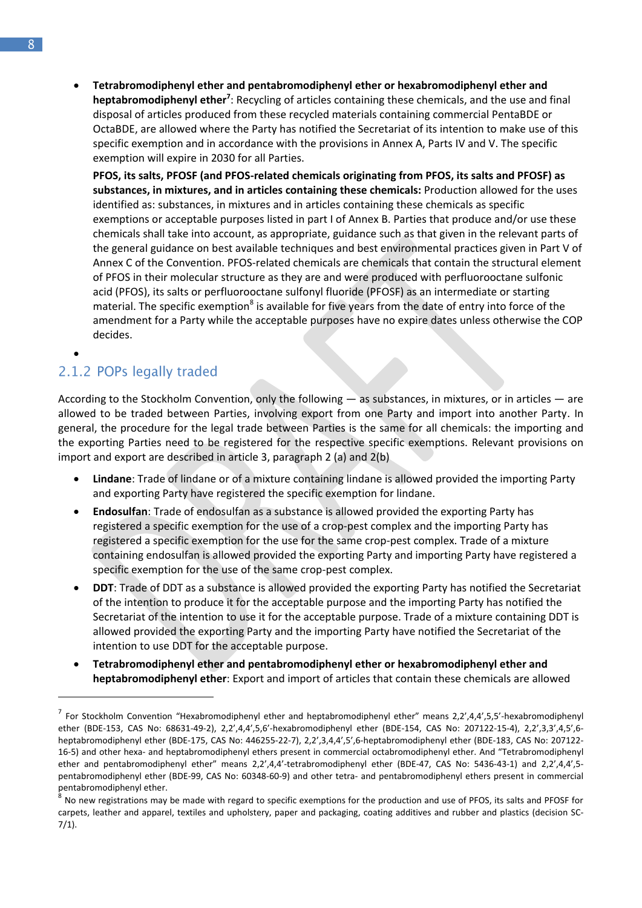- **Tetrabromodiphenyl ether and pentabromodiphenyl ether or hexabromodiphenyl ether and heptabromodiphenyl ether**[7]: Recycling of articles containing these chemicals, and the use and final disposal of articles produced from these recycled materials containing commercial PentaBDE or OctaBDE, are allowed where the Party has notified the Secretariat of its intention to make use of this specific exemption and in accordance with the provisions in Annex A, Parts IV and V. The specific exemption will expire in 2030 for all Parties.

  **PFOS, its salts, PFOSF (and PFOS-related chemicals originating from PFOS, its salts and PFOSF) as substances, in mixtures, and in articles containing these chemicals:** Production allowed for the uses identified as: substances, in mixtures and in articles containing these chemicals as specific exemptions or acceptable purposes listed in part I of Annex B. Parties that produce and/or use these chemicals shall take into account, as appropriate, guidance such as that given in the relevant parts of the general guidance on best available techniques and best environmental practices given in Part V of Annex C of the Convention. PFOS-related chemicals are chemicals that contain the structural element of PFOS in their molecular structure as they are and were produced with perfluorooctane sulfonic acid (PFOS), its salts or perfluorooctane sulfonyl fluoride (PFOSF) as an intermediate or starting material. The specific exemption[8] is available for five years from the date of entry into force of the amendment for a Party while the acceptable purposes have no expire dates unless otherwise the COP decides.

### 2.1.2 POPs legally traded

According to the Stockholm Convention, only the following — as substances, in mixtures, or in articles — are allowed to be traded between Parties, involving export from one Party and import into another Party. In general, the procedure for the legal trade between Parties is the same for all chemicals: the importing and the exporting Parties need to be registered for the respective specific exemptions. Relevant provisions on import and export are described in article 3, paragraph 2 (a) and 2(b)

- **Lindane**: Trade of lindane or of a mixture containing lindane is allowed provided the importing Party and exporting Party have registered the specific exemption for lindane.
- **Endosulfan**: Trade of endosulfan as a substance is allowed provided the exporting Party has registered a specific exemption for the use of a crop-pest complex and the importing Party has registered a specific exemption for the use for the same crop-pest complex. Trade of a mixture containing endosulfan is allowed provided the exporting Party and importing Party have registered a specific exemption for the use of the same crop-pest complex.
- **DDT**: Trade of DDT as a substance is allowed provided the exporting Party has notified the Secretariat of the intention to produce it for the acceptable purpose and the importing Party has notified the Secretariat of the intention to use it for the acceptable purpose. Trade of a mixture containing DDT is allowed provided the exporting Party and the importing Party have notified the Secretariat of the intention to use DDT for the acceptable purpose.
- **Tetrabromodiphenyl ether and pentabromodiphenyl ether or hexabromodiphenyl ether and heptabromodiphenyl ether**: Export and import of articles that contain these chemicals are allowed

---

[7] For Stockholm Convention "Hexabromodiphenyl ether and heptabromodiphenyl ether" means 2,2',4,4',5,5'-hexabromodiphenyl ether (BDE-153, CAS No: 68631-49-2), 2,2',4,4',5,6'-hexabromodiphenyl ether (BDE-154, CAS No: 207122-15-4), 2,2',3,3',4,5',6-heptabromodiphenyl ether (BDE-175, CAS No: 446255-22-7), 2,2',3,4,4',5',6-heptabromodiphenyl ether (BDE-183, CAS No: 207122-16-5) and other hexa- and heptabromodiphenyl ethers present in commercial octabromodiphenyl ether. And "Tetrabromodiphenyl ether and pentabromodiphenyl ether" means 2,2',4,4'-tetrabromodiphenyl ether (BDE-47, CAS No: 5436-43-1) and 2,2',4,4',5-pentabromodiphenyl ether (BDE-99, CAS No: 60348-60-9) and other tetra- and pentabromodiphenyl ethers present in commercial pentabromodiphenyl ether.

[8] No new registrations may be made with regard to specific exemptions for the production and use of PFOS, its salts and PFOSF for carpets, leather and apparel, textiles and upholstery, paper and packaging, coating additives and rubber and plastics (decision SC-7/1).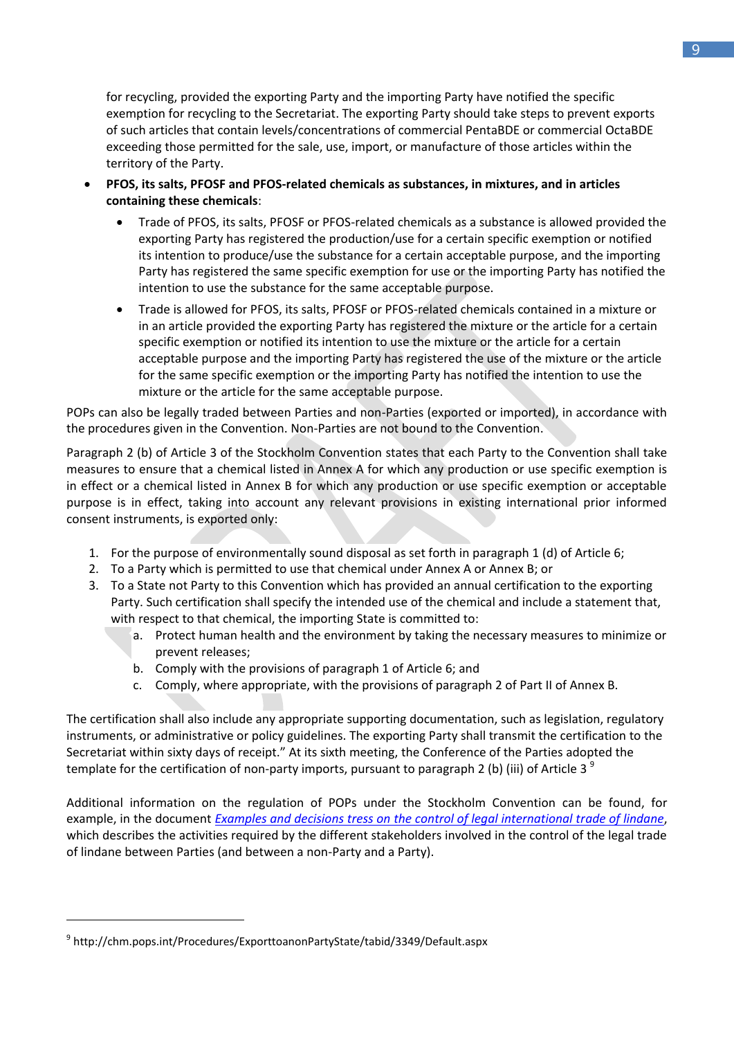for recycling, provided the exporting Party and the importing Party have notified the specific exemption for recycling to the Secretariat. The exporting Party should take steps to prevent exports of such articles that contain levels/concentrations of commercial PentaBDE or commercial OctaBDE exceeding those permitted for the sale, use, import, or manufacture of those articles within the territory of the Party.

- **PFOS, its salts, PFOSF and PFOS-related chemicals as substances, in mixtures, and in articles containing these chemicals**:
  - Trade of PFOS, its salts, PFOSF or PFOS-related chemicals as a substance is allowed provided the exporting Party has registered the production/use for a certain specific exemption or notified its intention to produce/use the substance for a certain acceptable purpose, and the importing Party has registered the same specific exemption for use or the importing Party has notified the intention to use the substance for the same acceptable purpose.
  - Trade is allowed for PFOS, its salts, PFOSF or PFOS-related chemicals contained in a mixture or in an article provided the exporting Party has registered the mixture or the article for a certain specific exemption or notified its intention to use the mixture or the article for a certain acceptable purpose and the importing Party has registered the use of the mixture or the article for the same specific exemption or the importing Party has notified the intention to use the mixture or the article for the same acceptable purpose.

POPs can also be legally traded between Parties and non-Parties (exported or imported), in accordance with the procedures given in the Convention. Non-Parties are not bound to the Convention.

Paragraph 2 (b) of Article 3 of the Stockholm Convention states that each Party to the Convention shall take measures to ensure that a chemical listed in Annex A for which any production or use specific exemption is in effect or a chemical listed in Annex B for which any production or use specific exemption or acceptable purpose is in effect, taking into account any relevant provisions in existing international prior informed consent instruments, is exported only:

1. For the purpose of environmentally sound disposal as set forth in paragraph 1 (d) of Article 6;
2. To a Party which is permitted to use that chemical under Annex A or Annex B; or
3. To a State not Party to this Convention which has provided an annual certification to the exporting Party. Such certification shall specify the intended use of the chemical and include a statement that, with respect to that chemical, the importing State is committed to:
   a. Protect human health and the environment by taking the necessary measures to minimize or prevent releases;
   b. Comply with the provisions of paragraph 1 of Article 6; and
   c. Comply, where appropriate, with the provisions of paragraph 2 of Part II of Annex B.

The certification shall also include any appropriate supporting documentation, such as legislation, regulatory instruments, or administrative or policy guidelines. The exporting Party shall transmit the certification to the Secretariat within sixty days of receipt." At its sixth meeting, the Conference of the Parties adopted the template for the certification of non-party imports, pursuant to paragraph 2 (b) (iii) of Article 3 [9]

Additional information on the regulation of POPs under the Stockholm Convention can be found, for example, in the document *Examples and decisions tress on the control of legal international trade of lindane*, which describes the activities required by the different stakeholders involved in the control of the legal trade of lindane between Parties (and between a non-Party and a Party).

[9] http://chm.pops.int/Procedures/ExporttoanonPartyState/tabid/3349/Default.aspx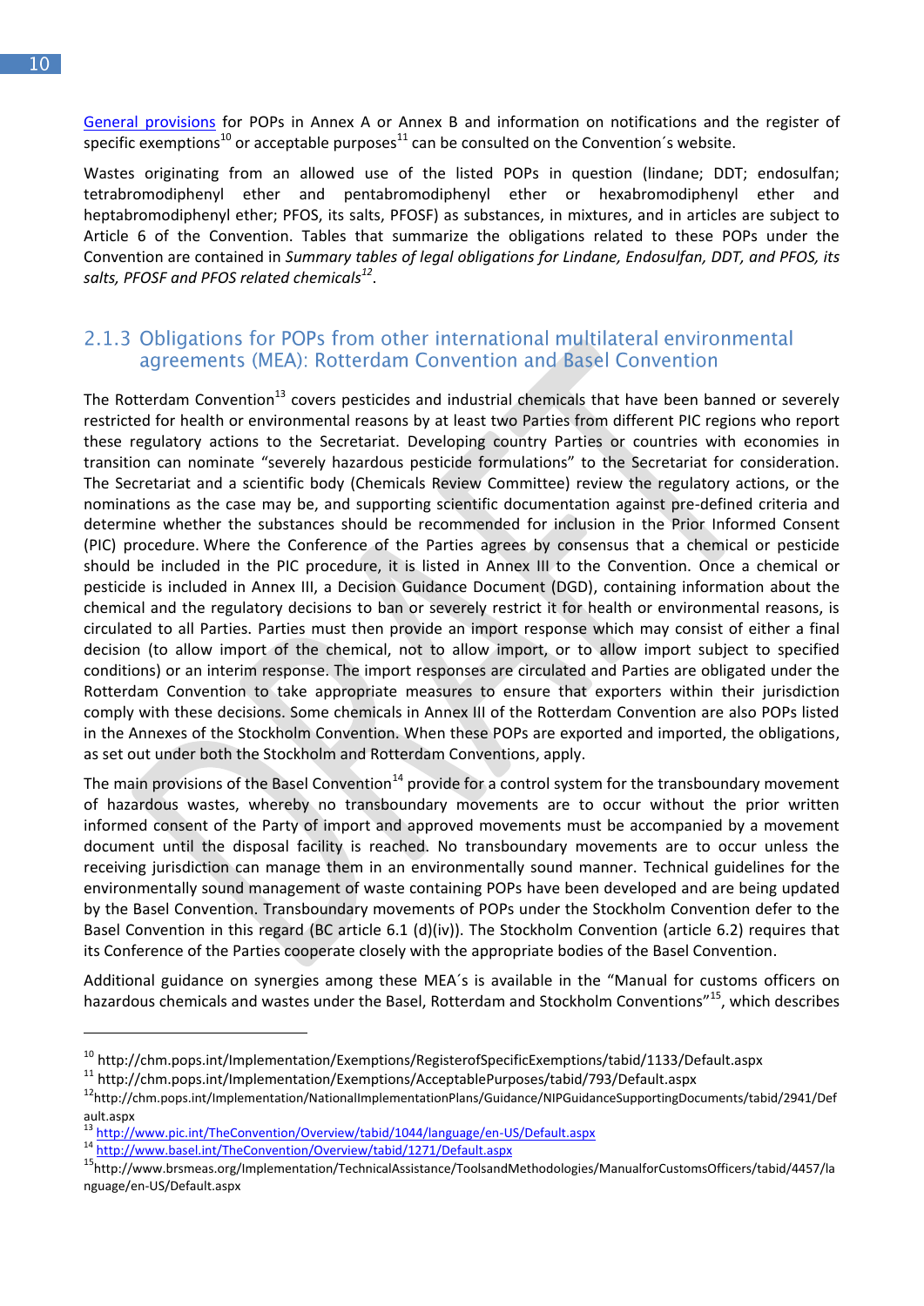General provisions for POPs in Annex A or Annex B and information on notifications and the register of specific exemptions[10] or acceptable purposes[11] can be consulted on the Convention´s website.

Wastes originating from an allowed use of the listed POPs in question (lindane; DDT; endosulfan; tetrabromodiphenyl ether and pentabromodiphenyl ether or hexabromodiphenyl ether and heptabromodiphenyl ether; PFOS, its salts, PFOSF) as substances, in mixtures, and in articles are subject to Article 6 of the Convention. Tables that summarize the obligations related to these POPs under the Convention are contained in *Summary tables of legal obligations for Lindane, Endosulfan, DDT, and PFOS, its salts, PFOSF and PFOS related chemicals*[12].

### 2.1.3 Obligations for POPs from other international multilateral environmental agreements (MEA): Rotterdam Convention and Basel Convention

The Rotterdam Convention[13] covers pesticides and industrial chemicals that have been banned or severely restricted for health or environmental reasons by at least two Parties from different PIC regions who report these regulatory actions to the Secretariat. Developing country Parties or countries with economies in transition can nominate "severely hazardous pesticide formulations" to the Secretariat for consideration. The Secretariat and a scientific body (Chemicals Review Committee) review the regulatory actions, or the nominations as the case may be, and supporting scientific documentation against pre-defined criteria and determine whether the substances should be recommended for inclusion in the Prior Informed Consent (PIC) procedure. Where the Conference of the Parties agrees by consensus that a chemical or pesticide should be included in the PIC procedure, it is listed in Annex III to the Convention. Once a chemical or pesticide is included in Annex III, a Decision Guidance Document (DGD), containing information about the chemical and the regulatory decisions to ban or severely restrict it for health or environmental reasons, is circulated to all Parties. Parties must then provide an import response which may consist of either a final decision (to allow import of the chemical, not to allow import, or to allow import subject to specified conditions) or an interim response. The import responses are circulated and Parties are obligated under the Rotterdam Convention to take appropriate measures to ensure that exporters within their jurisdiction comply with these decisions. Some chemicals in Annex III of the Rotterdam Convention are also POPs listed in the Annexes of the Stockholm Convention. When these POPs are exported and imported, the obligations, as set out under both the Stockholm and Rotterdam Conventions, apply.

The main provisions of the Basel Convention[14] provide for a control system for the transboundary movement of hazardous wastes, whereby no transboundary movements are to occur without the prior written informed consent of the Party of import and approved movements must be accompanied by a movement document until the disposal facility is reached. No transboundary movements are to occur unless the receiving jurisdiction can manage them in an environmentally sound manner. Technical guidelines for the environmentally sound management of waste containing POPs have been developed and are being updated by the Basel Convention. Transboundary movements of POPs under the Stockholm Convention defer to the Basel Convention in this regard (BC article 6.1 (d)(iv)). The Stockholm Convention (article 6.2) requires that its Conference of the Parties cooperate closely with the appropriate bodies of the Basel Convention.

Additional guidance on synergies among these MEA´s is available in the "Manual for customs officers on hazardous chemicals and wastes under the Basel, Rotterdam and Stockholm Conventions"[15], which describes

---

[10] http://chm.pops.int/Implementation/Exemptions/RegisterofSpecificExemptions/tabid/1133/Default.aspx

[11] http://chm.pops.int/Implementation/Exemptions/AcceptablePurposes/tabid/793/Default.aspx

[12] http://chm.pops.int/Implementation/NationalImplementationPlans/Guidance/NIPGuidanceSupportingDocuments/tabid/2941/Default.aspx

[13] http://www.pic.int/TheConvention/Overview/tabid/1044/language/en-US/Default.aspx

[14] http://www.basel.int/TheConvention/Overview/tabid/1271/Default.aspx

[15] http://www.brsmeas.org/Implementation/TechnicalAssistance/ToolsandMethodologies/ManualforCustomsOfficers/tabid/4457/language/en-US/Default.aspx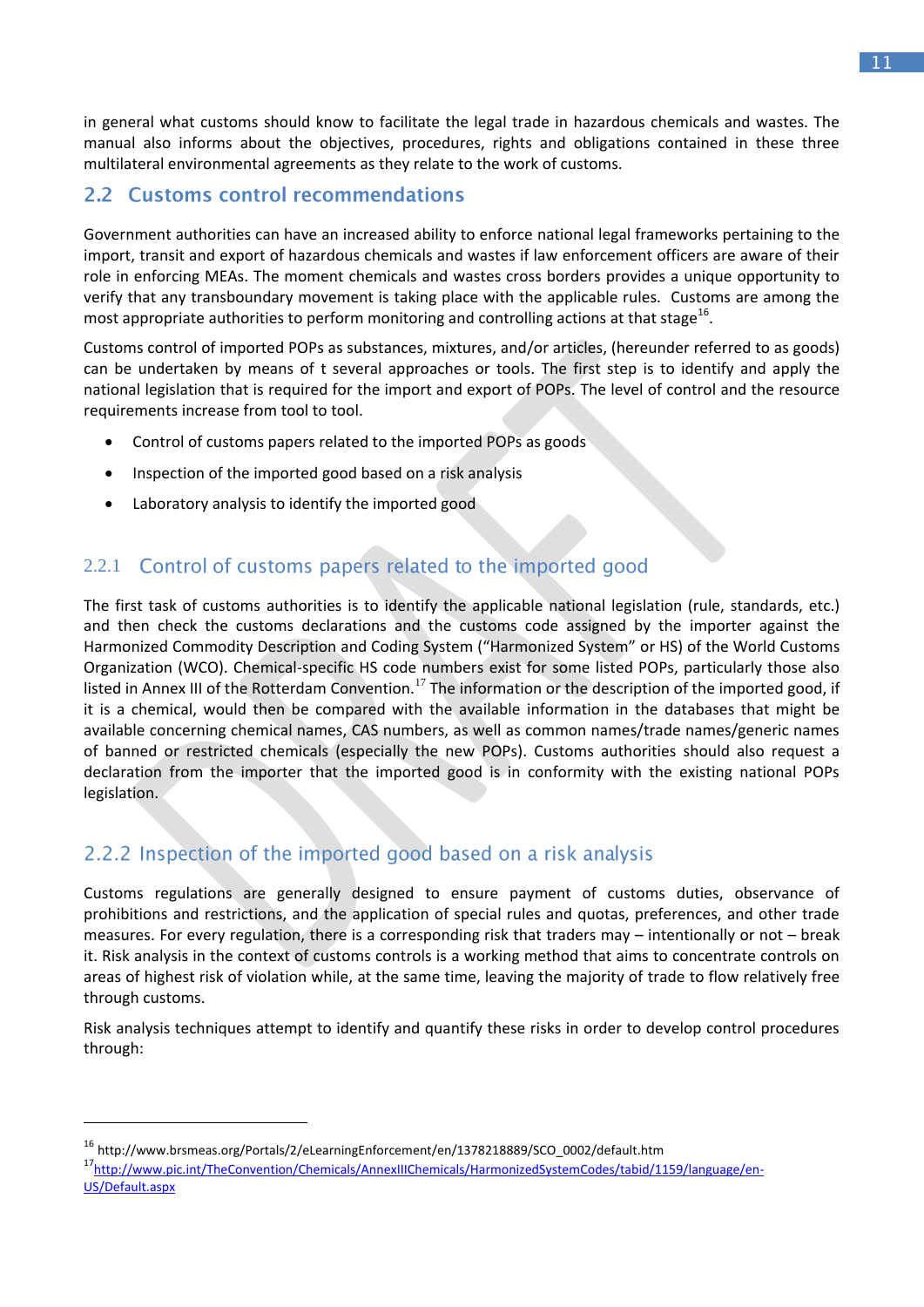in general what customs should know to facilitate the legal trade in hazardous chemicals and wastes. The manual also informs about the objectives, procedures, rights and obligations contained in these three multilateral environmental agreements as they relate to the work of customs.

## 2.2 Customs control recommendations

Government authorities can have an increased ability to enforce national legal frameworks pertaining to the import, transit and export of hazardous chemicals and wastes if law enforcement officers are aware of their role in enforcing MEAs. The moment chemicals and wastes cross borders provides a unique opportunity to verify that any transboundary movement is taking place with the applicable rules. Customs are among the most appropriate authorities to perform monitoring and controlling actions at that stage[16].

Customs control of imported POPs as substances, mixtures, and/or articles, (hereunder referred to as goods) can be undertaken by means of t several approaches or tools. The first step is to identify and apply the national legislation that is required for the import and export of POPs. The level of control and the resource requirements increase from tool to tool.

- Control of customs papers related to the imported POPs as goods
- Inspection of the imported good based on a risk analysis
- Laboratory analysis to identify the imported good

### 2.2.1 Control of customs papers related to the imported good

The first task of customs authorities is to identify the applicable national legislation (rule, standards, etc.) and then check the customs declarations and the customs code assigned by the importer against the Harmonized Commodity Description and Coding System ("Harmonized System" or HS) of the World Customs Organization (WCO). Chemical-specific HS code numbers exist for some listed POPs, particularly those also listed in Annex III of the Rotterdam Convention.[17] The information or the description of the imported good, if it is a chemical, would then be compared with the available information in the databases that might be available concerning chemical names, CAS numbers, as well as common names/trade names/generic names of banned or restricted chemicals (especially the new POPs). Customs authorities should also request a declaration from the importer that the imported good is in conformity with the existing national POPs legislation.

### 2.2.2 Inspection of the imported good based on a risk analysis

Customs regulations are generally designed to ensure payment of customs duties, observance of prohibitions and restrictions, and the application of special rules and quotas, preferences, and other trade measures. For every regulation, there is a corresponding risk that traders may – intentionally or not – break it. Risk analysis in the context of customs controls is a working method that aims to concentrate controls on areas of highest risk of violation while, at the same time, leaving the majority of trade to flow relatively free through customs.

Risk analysis techniques attempt to identify and quantify these risks in order to develop control procedures through:

---

[16] http://www.brsmeas.org/Portals/2/eLearningEnforcement/en/1378218889/SCO_0002/default.htm

[17] http://www.pic.int/TheConvention/Chemicals/AnnexIIIChemicals/HarmonizedSystemCodes/tabid/1159/language/en-US/Default.aspx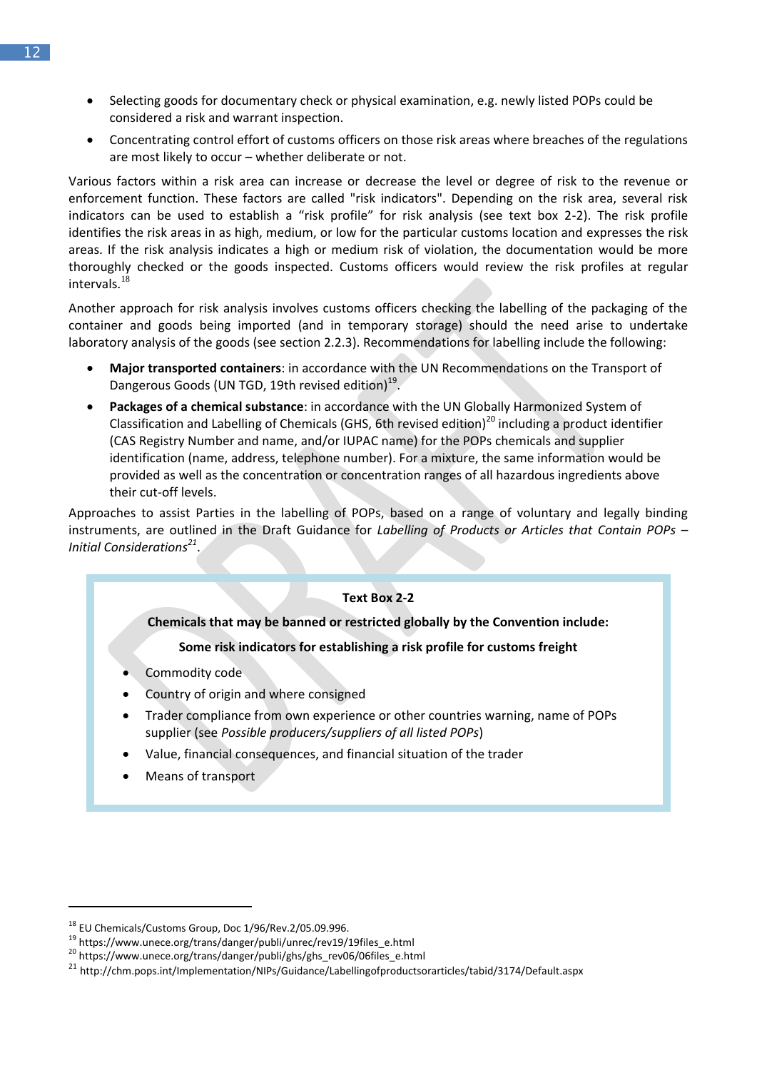- Selecting goods for documentary check or physical examination, e.g. newly listed POPs could be considered a risk and warrant inspection.
- Concentrating control effort of customs officers on those risk areas where breaches of the regulations are most likely to occur – whether deliberate or not.

Various factors within a risk area can increase or decrease the level or degree of risk to the revenue or enforcement function. These factors are called "risk indicators". Depending on the risk area, several risk indicators can be used to establish a "risk profile" for risk analysis (see text box 2-2). The risk profile identifies the risk areas in as high, medium, or low for the particular customs location and expresses the risk areas. If the risk analysis indicates a high or medium risk of violation, the documentation would be more thoroughly checked or the goods inspected. Customs officers would review the risk profiles at regular intervals.[18]

Another approach for risk analysis involves customs officers checking the labelling of the packaging of the container and goods being imported (and in temporary storage) should the need arise to undertake laboratory analysis of the goods (see section 2.2.3). Recommendations for labelling include the following:

- **Major transported containers**: in accordance with the UN Recommendations on the Transport of Dangerous Goods (UN TGD, 19th revised edition)[19].
- **Packages of a chemical substance**: in accordance with the UN Globally Harmonized System of Classification and Labelling of Chemicals (GHS, 6th revised edition)[20] including a product identifier (CAS Registry Number and name, and/or IUPAC name) for the POPs chemicals and supplier identification (name, address, telephone number). For a mixture, the same information would be provided as well as the concentration or concentration ranges of all hazardous ingredients above their cut-off levels.

Approaches to assist Parties in the labelling of POPs, based on a range of voluntary and legally binding instruments, are outlined in the Draft Guidance for *Labelling of Products or Articles that Contain POPs – Initial Considerations*[21].

> **Text Box 2-2**
>
> **Chemicals that may be banned or restricted globally by the Convention include:**
>
> **Some risk indicators for establishing a risk profile for customs freight**
>
> - Commodity code
> - Country of origin and where consigned
> - Trader compliance from own experience or other countries warning, name of POPs supplier (see *Possible producers/suppliers of all listed POPs*)
> - Value, financial consequences, and financial situation of the trader
> - Means of transport

---

[18] EU Chemicals/Customs Group, Doc 1/96/Rev.2/05.09.996.

[19] https://www.unece.org/trans/danger/publi/unrec/rev19/19files_e.html

[20] https://www.unece.org/trans/danger/publi/ghs/ghs_rev06/06files_e.html

[21] http://chm.pops.int/Implementation/NIPs/Guidance/Labellingofproductsorarticles/tabid/3174/Default.aspx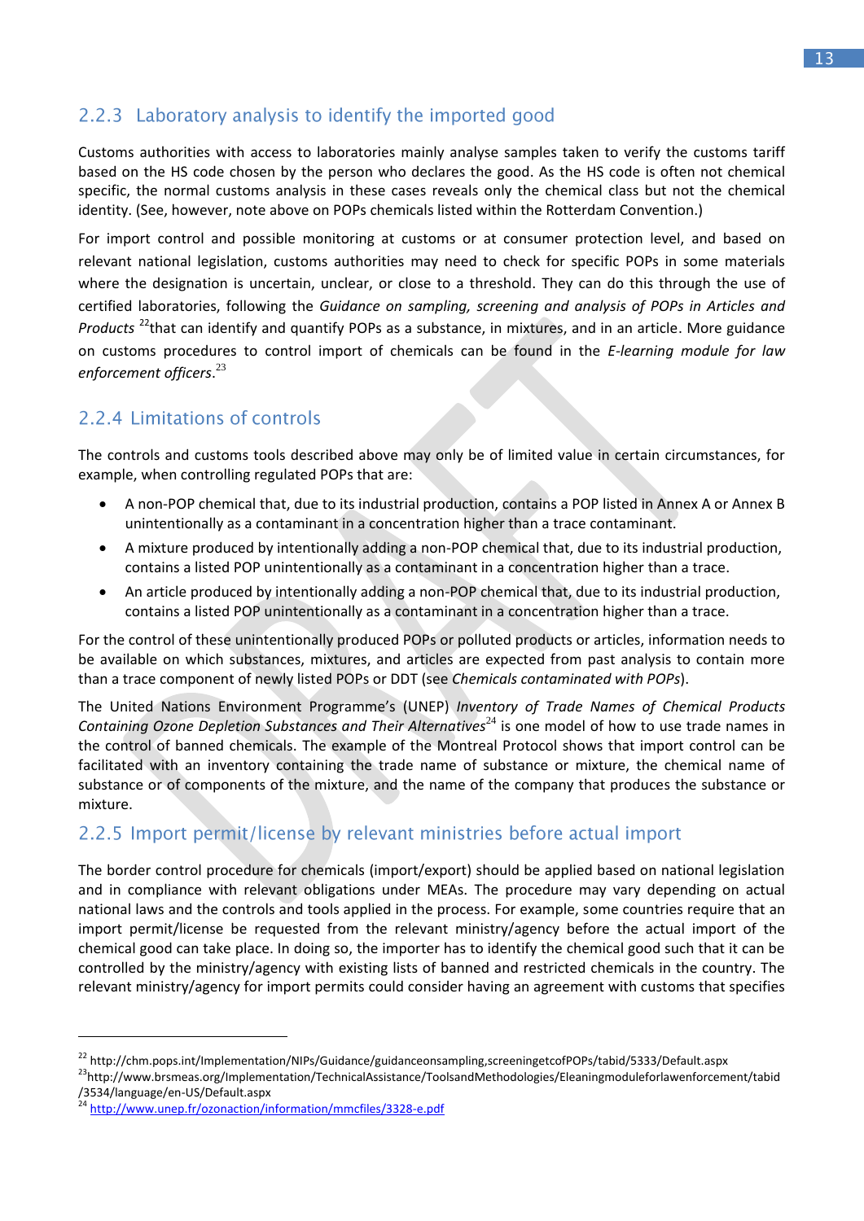### 2.2.3 Laboratory analysis to identify the imported good

Customs authorities with access to laboratories mainly analyse samples taken to verify the customs tariff based on the HS code chosen by the person who declares the good. As the HS code is often not chemical specific, the normal customs analysis in these cases reveals only the chemical class but not the chemical identity. (See, however, note above on POPs chemicals listed within the Rotterdam Convention.)

For import control and possible monitoring at customs or at consumer protection level, and based on relevant national legislation, customs authorities may need to check for specific POPs in some materials where the designation is uncertain, unclear, or close to a threshold. They can do this through the use of certified laboratories, following the *Guidance on sampling, screening and analysis of POPs in Articles and Products* [22]that can identify and quantify POPs as a substance, in mixtures, and in an article. More guidance on customs procedures to control import of chemicals can be found in the *E-learning module for law enforcement officers*.[23]

### 2.2.4 Limitations of controls

The controls and customs tools described above may only be of limited value in certain circumstances, for example, when controlling regulated POPs that are:

- A non-POP chemical that, due to its industrial production, contains a POP listed in Annex A or Annex B unintentionally as a contaminant in a concentration higher than a trace contaminant.
- A mixture produced by intentionally adding a non-POP chemical that, due to its industrial production, contains a listed POP unintentionally as a contaminant in a concentration higher than a trace.
- An article produced by intentionally adding a non-POP chemical that, due to its industrial production, contains a listed POP unintentionally as a contaminant in a concentration higher than a trace.

For the control of these unintentionally produced POPs or polluted products or articles, information needs to be available on which substances, mixtures, and articles are expected from past analysis to contain more than a trace component of newly listed POPs or DDT (see *Chemicals contaminated with POPs*).

The United Nations Environment Programme's (UNEP) *Inventory of Trade Names of Chemical Products Containing Ozone Depletion Substances and Their Alternatives*[24] is one model of how to use trade names in the control of banned chemicals. The example of the Montreal Protocol shows that import control can be facilitated with an inventory containing the trade name of substance or mixture, the chemical name of substance or of components of the mixture, and the name of the company that produces the substance or mixture.

### 2.2.5 Import permit/license by relevant ministries before actual import

The border control procedure for chemicals (import/export) should be applied based on national legislation and in compliance with relevant obligations under MEAs. The procedure may vary depending on actual national laws and the controls and tools applied in the process. For example, some countries require that an import permit/license be requested from the relevant ministry/agency before the actual import of the chemical good can take place. In doing so, the importer has to identify the chemical good such that it can be controlled by the ministry/agency with existing lists of banned and restricted chemicals in the country. The relevant ministry/agency for import permits could consider having an agreement with customs that specifies

---

[22] http://chm.pops.int/Implementation/NIPs/Guidance/guidanceonsampling,screeningetcofPOPs/tabid/5333/Default.aspx

[23] http://www.brsmeas.org/Implementation/TechnicalAssistance/ToolsandMethodologies/Eleaningmoduleforlawenforcement/tabid/3534/language/en-US/Default.aspx

[24] http://www.unep.fr/ozonaction/information/mmcfiles/3328-e.pdf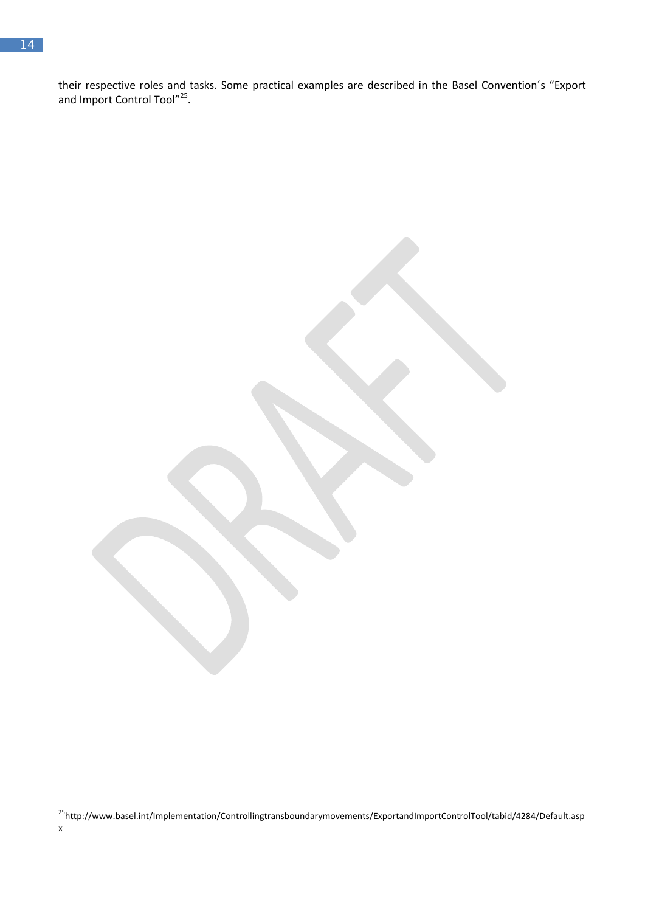their respective roles and tasks. Some practical examples are described in the Basel Convention´s "Export and Import Control Tool"[25].

[25] http://www.basel.int/Implementation/Controllingtransboundarymovements/ExportandImportControlTool/tabid/4284/Default.aspx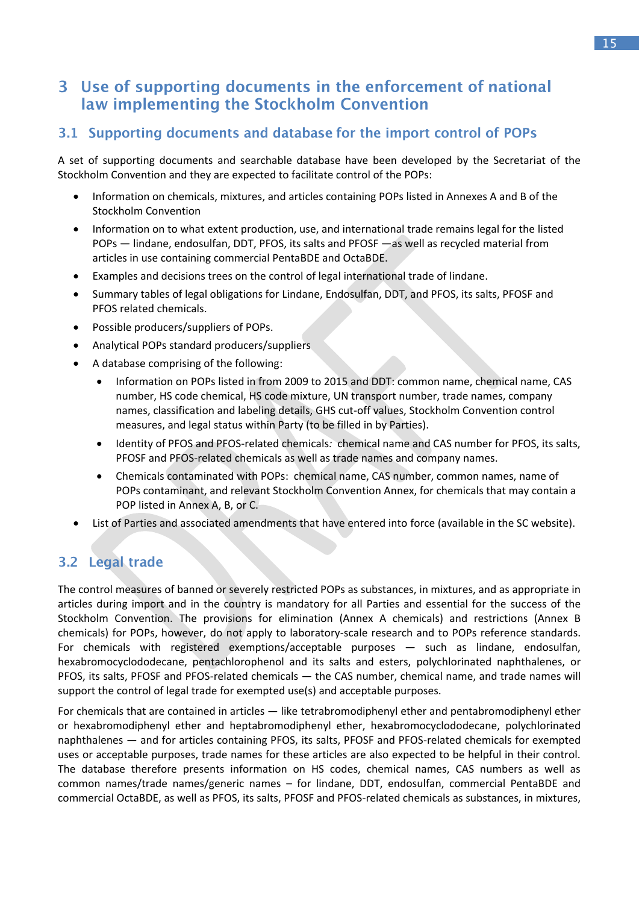# 3 Use of supporting documents in the enforcement of national law implementing the Stockholm Convention

## 3.1 Supporting documents and database for the import control of POPs

A set of supporting documents and searchable database have been developed by the Secretariat of the Stockholm Convention and they are expected to facilitate control of the POPs:

- Information on chemicals, mixtures, and articles containing POPs listed in Annexes A and B of the Stockholm Convention
- Information on to what extent production, use, and international trade remains legal for the listed POPs — lindane, endosulfan, DDT, PFOS, its salts and PFOSF —as well as recycled material from articles in use containing commercial PentaBDE and OctaBDE.
- Examples and decisions trees on the control of legal international trade of lindane.
- Summary tables of legal obligations for Lindane, Endosulfan, DDT, and PFOS, its salts, PFOSF and PFOS related chemicals.
- Possible producers/suppliers of POPs.
- Analytical POPs standard producers/suppliers
- A database comprising of the following:
  - Information on POPs listed in from 2009 to 2015 and DDT: common name, chemical name, CAS number, HS code chemical, HS code mixture, UN transport number, trade names, company names, classification and labeling details, GHS cut-off values, Stockholm Convention control measures, and legal status within Party (to be filled in by Parties).
  - Identity of PFOS and PFOS-related chemicals*:* chemical name and CAS number for PFOS, its salts, PFOSF and PFOS-related chemicals as well as trade names and company names.
  - Chemicals contaminated with POPs: chemical name, CAS number, common names, name of POPs contaminant, and relevant Stockholm Convention Annex, for chemicals that may contain a POP listed in Annex A, B, or C.
- List of Parties and associated amendments that have entered into force (available in the SC website).

## 3.2 Legal trade

The control measures of banned or severely restricted POPs as substances, in mixtures, and as appropriate in articles during import and in the country is mandatory for all Parties and essential for the success of the Stockholm Convention. The provisions for elimination (Annex A chemicals) and restrictions (Annex B chemicals) for POPs, however, do not apply to laboratory-scale research and to POPs reference standards. For chemicals with registered exemptions/acceptable purposes — such as lindane, endosulfan, hexabromocyclododecane, pentachlorophenol and its salts and esters, polychlorinated naphthalenes, or PFOS, its salts, PFOSF and PFOS-related chemicals — the CAS number, chemical name, and trade names will support the control of legal trade for exempted use(s) and acceptable purposes.

For chemicals that are contained in articles — like tetrabromodiphenyl ether and pentabromodiphenyl ether or hexabromodiphenyl ether and heptabromodiphenyl ether, hexabromocyclododecane, polychlorinated naphthalenes — and for articles containing PFOS, its salts, PFOSF and PFOS-related chemicals for exempted uses or acceptable purposes, trade names for these articles are also expected to be helpful in their control. The database therefore presents information on HS codes, chemical names, CAS numbers as well as common names/trade names/generic names – for lindane, DDT, endosulfan, commercial PentaBDE and commercial OctaBDE, as well as PFOS, its salts, PFOSF and PFOS-related chemicals as substances, in mixtures,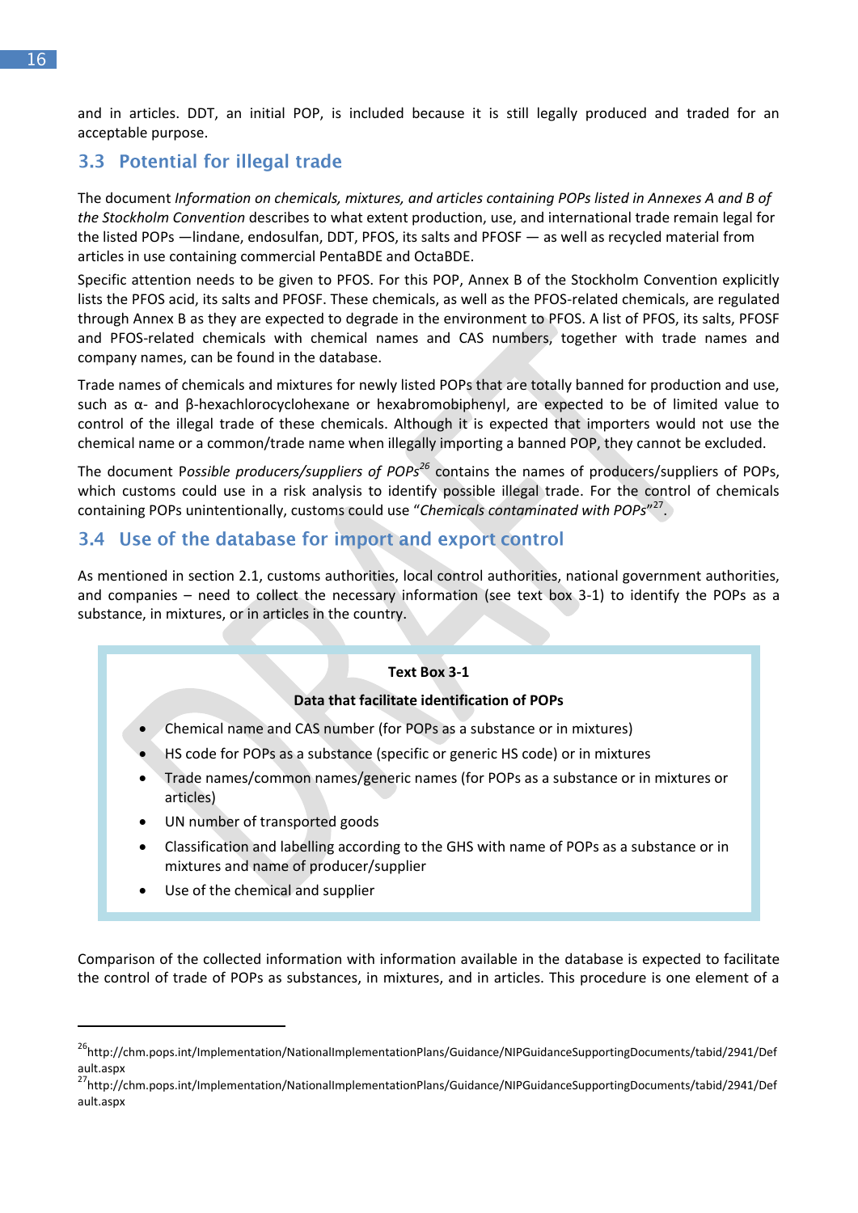and in articles. DDT, an initial POP, is included because it is still legally produced and traded for an acceptable purpose.

## 3.3 Potential for illegal trade

The document *Information on chemicals, mixtures, and articles containing POPs listed in Annexes A and B of the Stockholm Convention* describes to what extent production, use, and international trade remain legal for the listed POPs —lindane, endosulfan, DDT, PFOS, its salts and PFOSF — as well as recycled material from articles in use containing commercial PentaBDE and OctaBDE.

Specific attention needs to be given to PFOS. For this POP, Annex B of the Stockholm Convention explicitly lists the PFOS acid, its salts and PFOSF. These chemicals, as well as the PFOS-related chemicals, are regulated through Annex B as they are expected to degrade in the environment to PFOS. A list of PFOS, its salts, PFOSF and PFOS-related chemicals with chemical names and CAS numbers, together with trade names and company names, can be found in the database.

Trade names of chemicals and mixtures for newly listed POPs that are totally banned for production and use, such as α- and β-hexachlorocyclohexane or hexabromobiphenyl, are expected to be of limited value to control of the illegal trade of these chemicals. Although it is expected that importers would not use the chemical name or a common/trade name when illegally importing a banned POP, they cannot be excluded.

The document P*ossible producers/suppliers of POPs*[26] contains the names of producers/suppliers of POPs, which customs could use in a risk analysis to identify possible illegal trade. For the control of chemicals containing POPs unintentionally, customs could use "*Chemicals contaminated with POPs*"[27].

## 3.4 Use of the database for import and export control

As mentioned in section 2.1, customs authorities, local control authorities, national government authorities, and companies – need to collect the necessary information (see text box 3-1) to identify the POPs as a substance, in mixtures, or in articles in the country.

**Text Box 3-1**

**Data that facilitate identification of POPs**

- Chemical name and CAS number (for POPs as a substance or in mixtures)
- HS code for POPs as a substance (specific or generic HS code) or in mixtures
- Trade names/common names/generic names (for POPs as a substance or in mixtures or articles)
- UN number of transported goods
- Classification and labelling according to the GHS with name of POPs as a substance or in mixtures and name of producer/supplier
- Use of the chemical and supplier

Comparison of the collected information with information available in the database is expected to facilitate the control of trade of POPs as substances, in mixtures, and in articles. This procedure is one element of a

---

[26] http://chm.pops.int/Implementation/NationalImplementationPlans/Guidance/NIPGuidanceSupportingDocuments/tabid/2941/Default.aspx

[27] http://chm.pops.int/Implementation/NationalImplementationPlans/Guidance/NIPGuidanceSupportingDocuments/tabid/2941/Default.aspx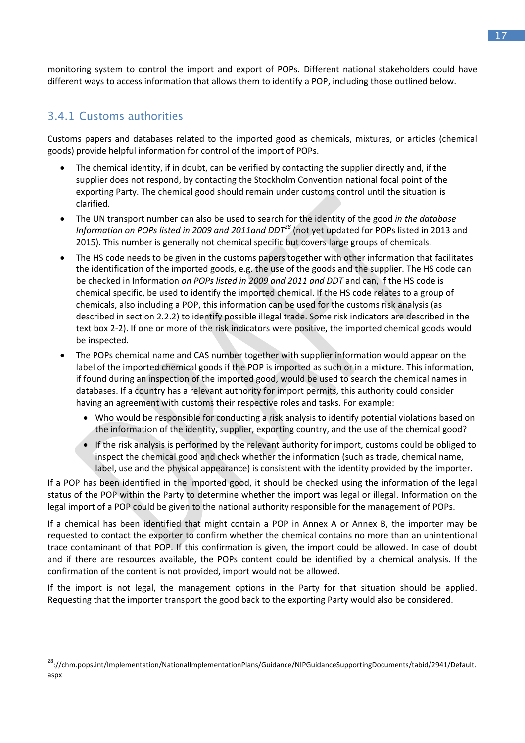monitoring system to control the import and export of POPs. Different national stakeholders could have different ways to access information that allows them to identify a POP, including those outlined below.

### 3.4.1 Customs authorities

Customs papers and databases related to the imported good as chemicals, mixtures, or articles (chemical goods) provide helpful information for control of the import of POPs.

- The chemical identity, if in doubt, can be verified by contacting the supplier directly and, if the supplier does not respond, by contacting the Stockholm Convention national focal point of the exporting Party. The chemical good should remain under customs control until the situation is clarified.
- The UN transport number can also be used to search for the identity of the good *in the database Information on POPs listed in 2009 and 2011and DDT*[28] (not yet updated for POPs listed in 2013 and 2015). This number is generally not chemical specific but covers large groups of chemicals.
- The HS code needs to be given in the customs papers together with other information that facilitates the identification of the imported goods, e.g. the use of the goods and the supplier. The HS code can be checked in Information *on POPs listed in 2009 and 2011 and DDT* and can, if the HS code is chemical specific, be used to identify the imported chemical. If the HS code relates to a group of chemicals, also including a POP, this information can be used for the customs risk analysis (as described in section 2.2.2) to identify possible illegal trade. Some risk indicators are described in the text box 2-2). If one or more of the risk indicators were positive, the imported chemical goods would be inspected.
- The POPs chemical name and CAS number together with supplier information would appear on the label of the imported chemical goods if the POP is imported as such or in a mixture. This information, if found during an inspection of the imported good, would be used to search the chemical names in databases. If a country has a relevant authority for import permits, this authority could consider having an agreement with customs their respective roles and tasks. For example:
  - Who would be responsible for conducting a risk analysis to identify potential violations based on the information of the identity, supplier, exporting country, and the use of the chemical good?
  - If the risk analysis is performed by the relevant authority for import, customs could be obliged to inspect the chemical good and check whether the information (such as trade, chemical name, label, use and the physical appearance) is consistent with the identity provided by the importer.

If a POP has been identified in the imported good, it should be checked using the information of the legal status of the POP within the Party to determine whether the import was legal or illegal. Information on the legal import of a POP could be given to the national authority responsible for the management of POPs.

If a chemical has been identified that might contain a POP in Annex A or Annex B, the importer may be requested to contact the exporter to confirm whether the chemical contains no more than an unintentional trace contaminant of that POP. If this confirmation is given, the import could be allowed. In case of doubt and if there are resources available, the POPs content could be identified by a chemical analysis. If the confirmation of the content is not provided, import would not be allowed.

If the import is not legal, the management options in the Party for that situation should be applied. Requesting that the importer transport the good back to the exporting Party would also be considered.

---

[28]://chm.pops.int/Implementation/NationalImplementationPlans/Guidance/NIPGuidanceSupportingDocuments/tabid/2941/Default.aspx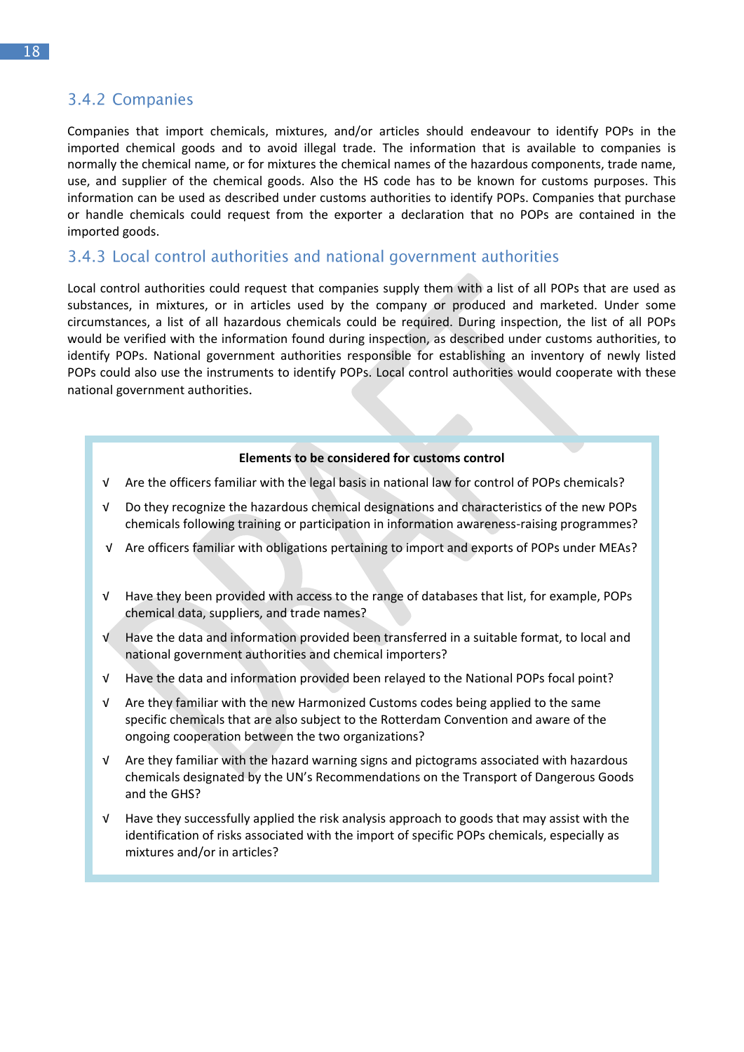### 3.4.2 Companies

Companies that import chemicals, mixtures, and/or articles should endeavour to identify POPs in the imported chemical goods and to avoid illegal trade. The information that is available to companies is normally the chemical name, or for mixtures the chemical names of the hazardous components, trade name, use, and supplier of the chemical goods. Also the HS code has to be known for customs purposes. This information can be used as described under customs authorities to identify POPs. Companies that purchase or handle chemicals could request from the exporter a declaration that no POPs are contained in the imported goods.

### 3.4.3 Local control authorities and national government authorities

Local control authorities could request that companies supply them with a list of all POPs that are used as substances, in mixtures, or in articles used by the company or produced and marketed. Under some circumstances, a list of all hazardous chemicals could be required. During inspection, the list of all POPs would be verified with the information found during inspection, as described under customs authorities, to identify POPs. National government authorities responsible for establishing an inventory of newly listed POPs could also use the instruments to identify POPs. Local control authorities would cooperate with these national government authorities.

**Elements to be considered for customs control**

- √ Are the officers familiar with the legal basis in national law for control of POPs chemicals?
- √ Do they recognize the hazardous chemical designations and characteristics of the new POPs chemicals following training or participation in information awareness-raising programmes?
- √ Are officers familiar with obligations pertaining to import and exports of POPs under MEAs?
- √ Have they been provided with access to the range of databases that list, for example, POPs chemical data, suppliers, and trade names?
- √ Have the data and information provided been transferred in a suitable format, to local and national government authorities and chemical importers?
- √ Have the data and information provided been relayed to the National POPs focal point?
- √ Are they familiar with the new Harmonized Customs codes being applied to the same specific chemicals that are also subject to the Rotterdam Convention and aware of the ongoing cooperation between the two organizations?
- √ Are they familiar with the hazard warning signs and pictograms associated with hazardous chemicals designated by the UN's Recommendations on the Transport of Dangerous Goods and the GHS?
- √ Have they successfully applied the risk analysis approach to goods that may assist with the identification of risks associated with the import of specific POPs chemicals, especially as mixtures and/or in articles?